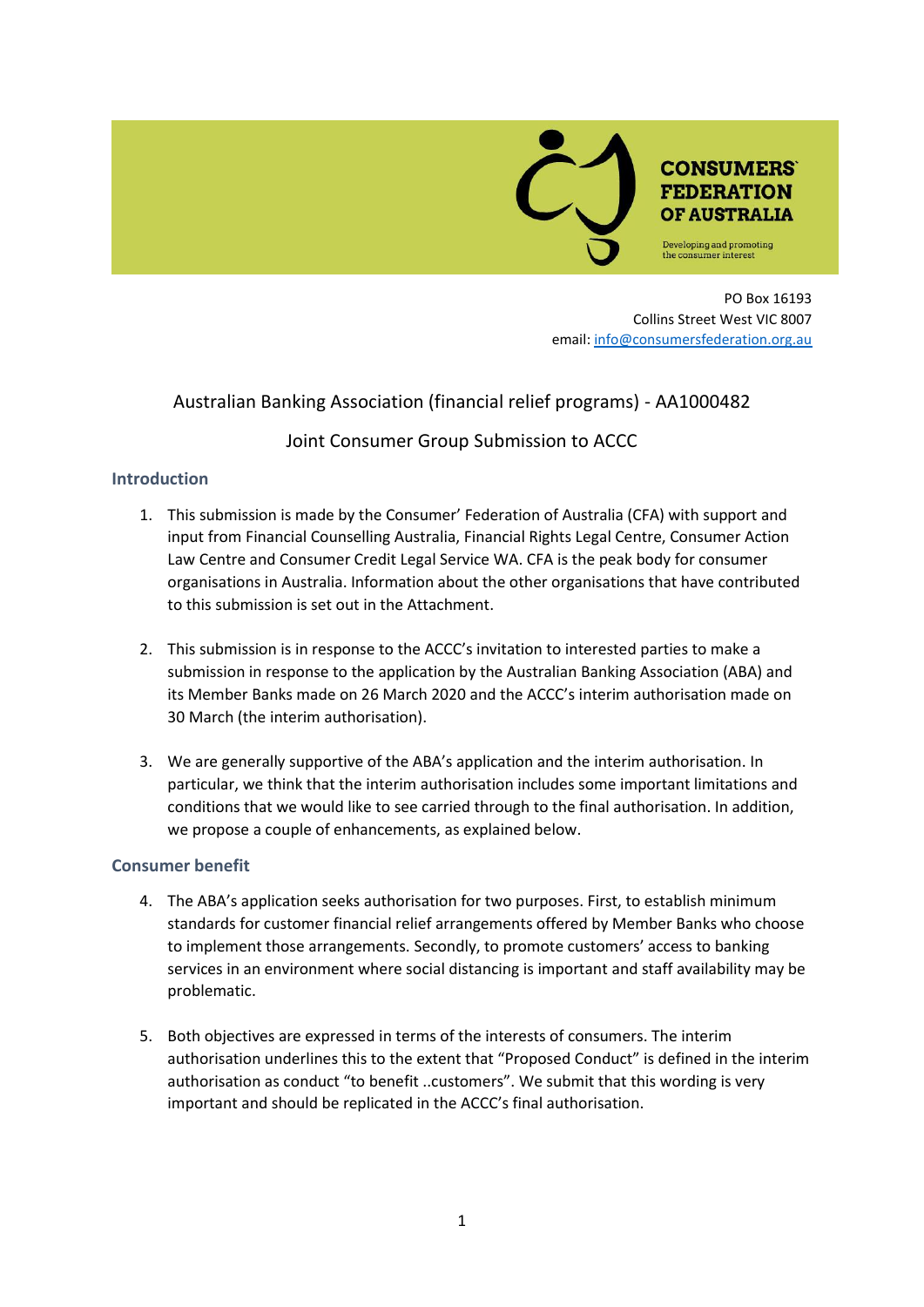CONSUMERS FEDERATION OF AUSTRALIA

Developing and promoting the consumer interest

PO Box 16193
Collins Street West VIC 8007
email: info@consumersfederation.org.au

# Australian Banking Association (financial relief programs) - AA1000482

## Joint Consumer Group Submission to ACCC

### Introduction

1. This submission is made by the Consumer' Federation of Australia (CFA) with support and input from Financial Counselling Australia, Financial Rights Legal Centre, Consumer Action Law Centre and Consumer Credit Legal Service WA. CFA is the peak body for consumer organisations in Australia. Information about the other organisations that have contributed to this submission is set out in the Attachment.

2. This submission is in response to the ACCC's invitation to interested parties to make a submission in response to the application by the Australian Banking Association (ABA) and its Member Banks made on 26 March 2020 and the ACCC's interim authorisation made on 30 March (the interim authorisation).

3. We are generally supportive of the ABA's application and the interim authorisation. In particular, we think that the interim authorisation includes some important limitations and conditions that we would like to see carried through to the final authorisation. In addition, we propose a couple of enhancements, as explained below.

### Consumer benefit

4. The ABA's application seeks authorisation for two purposes. First, to establish minimum standards for customer financial relief arrangements offered by Member Banks who choose to implement those arrangements. Secondly, to promote customers' access to banking services in an environment where social distancing is important and staff availability may be problematic.

5. Both objectives are expressed in terms of the interests of consumers. The interim authorisation underlines this to the extent that "Proposed Conduct" is defined in the interim authorisation as conduct "to benefit ..customers". We submit that this wording is very important and should be replicated in the ACCC's final authorisation.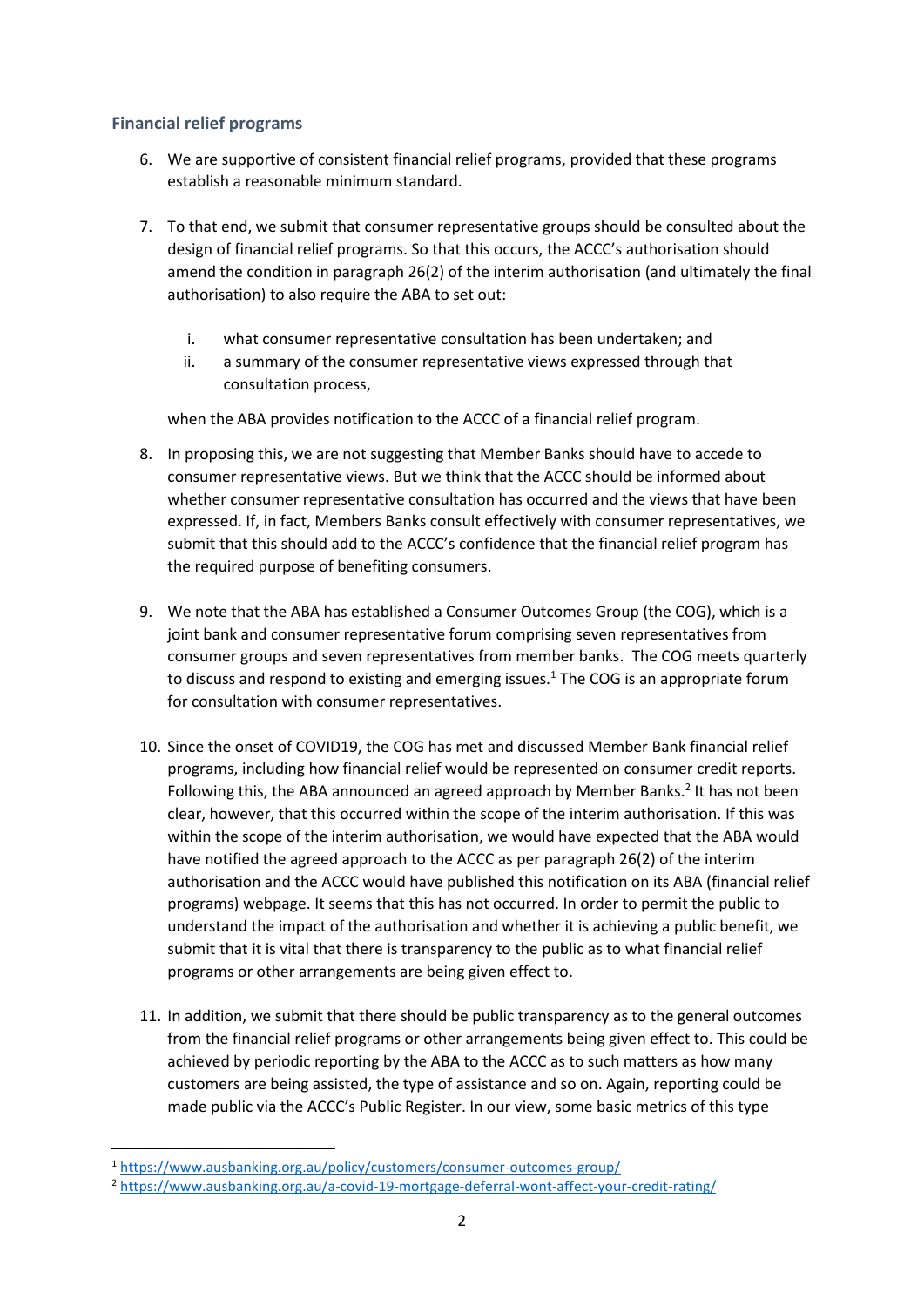### Financial relief programs

6. We are supportive of consistent financial relief programs, provided that these programs establish a reasonable minimum standard.

7. To that end, we submit that consumer representative groups should be consulted about the design of financial relief programs. So that this occurs, the ACCC's authorisation should amend the condition in paragraph 26(2) of the interim authorisation (and ultimately the final authorisation) to also require the ABA to set out:

   i. what consumer representative consultation has been undertaken; and
   ii. a summary of the consumer representative views expressed through that consultation process,

   when the ABA provides notification to the ACCC of a financial relief program.

8. In proposing this, we are not suggesting that Member Banks should have to accede to consumer representative views. But we think that the ACCC should be informed about whether consumer representative consultation has occurred and the views that have been expressed. If, in fact, Members Banks consult effectively with consumer representatives, we submit that this should add to the ACCC's confidence that the financial relief program has the required purpose of benefiting consumers.

9. We note that the ABA has established a Consumer Outcomes Group (the COG), which is a joint bank and consumer representative forum comprising seven representatives from consumer groups and seven representatives from member banks. The COG meets quarterly to discuss and respond to existing and emerging issues.[1] The COG is an appropriate forum for consultation with consumer representatives.

10. Since the onset of COVID19, the COG has met and discussed Member Bank financial relief programs, including how financial relief would be represented on consumer credit reports. Following this, the ABA announced an agreed approach by Member Banks.[2] It has not been clear, however, that this occurred within the scope of the interim authorisation. If this was within the scope of the interim authorisation, we would have expected that the ABA would have notified the agreed approach to the ACCC as per paragraph 26(2) of the interim authorisation and the ACCC would have published this notification on its ABA (financial relief programs) webpage. It seems that this has not occurred. In order to permit the public to understand the impact of the authorisation and whether it is achieving a public benefit, we submit that it is vital that there is transparency to the public as to what financial relief programs or other arrangements are being given effect to.

11. In addition, we submit that there should be public transparency as to the general outcomes from the financial relief programs or other arrangements being given effect to. This could be achieved by periodic reporting by the ABA to the ACCC as to such matters as how many customers are being assisted, the type of assistance and so on. Again, reporting could be made public via the ACCC's Public Register. In our view, some basic metrics of this type

---

[1] https://www.ausbanking.org.au/policy/customers/consumer-outcomes-group/

[2] https://www.ausbanking.org.au/a-covid-19-mortgage-deferral-wont-affect-your-credit-rating/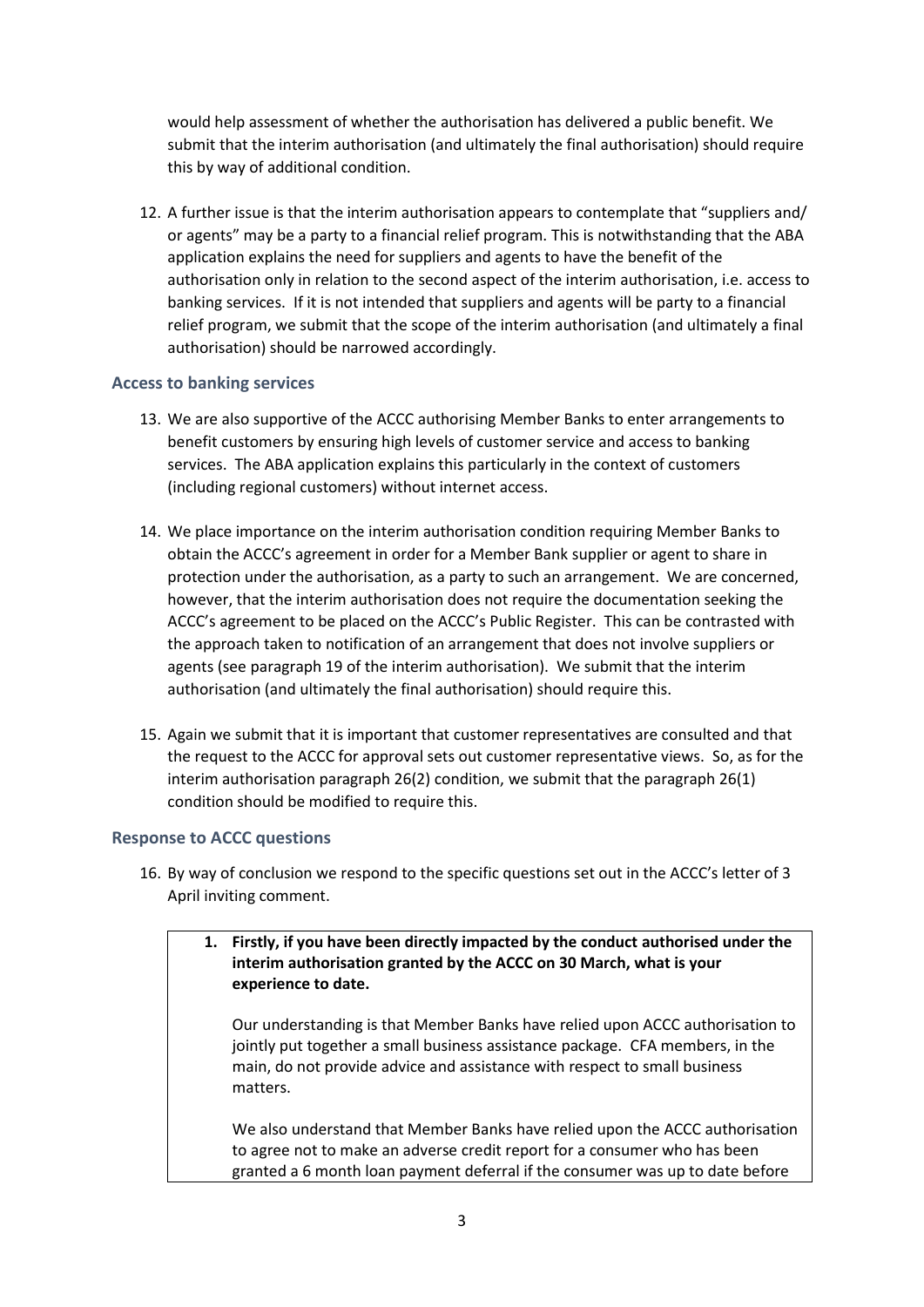would help assessment of whether the authorisation has delivered a public benefit. We submit that the interim authorisation (and ultimately the final authorisation) should require this by way of additional condition.

12. A further issue is that the interim authorisation appears to contemplate that "suppliers and/ or agents" may be a party to a financial relief program. This is notwithstanding that the ABA application explains the need for suppliers and agents to have the benefit of the authorisation only in relation to the second aspect of the interim authorisation, i.e. access to banking services. If it is not intended that suppliers and agents will be party to a financial relief program, we submit that the scope of the interim authorisation (and ultimately a final authorisation) should be narrowed accordingly.

### Access to banking services

13. We are also supportive of the ACCC authorising Member Banks to enter arrangements to benefit customers by ensuring high levels of customer service and access to banking services. The ABA application explains this particularly in the context of customers (including regional customers) without internet access.

14. We place importance on the interim authorisation condition requiring Member Banks to obtain the ACCC's agreement in order for a Member Bank supplier or agent to share in protection under the authorisation, as a party to such an arrangement. We are concerned, however, that the interim authorisation does not require the documentation seeking the ACCC's agreement to be placed on the ACCC's Public Register. This can be contrasted with the approach taken to notification of an arrangement that does not involve suppliers or agents (see paragraph 19 of the interim authorisation). We submit that the interim authorisation (and ultimately the final authorisation) should require this.

15. Again we submit that it is important that customer representatives are consulted and that the request to the ACCC for approval sets out customer representative views. So, as for the interim authorisation paragraph 26(2) condition, we submit that the paragraph 26(1) condition should be modified to require this.

### Response to ACCC questions

16. By way of conclusion we respond to the specific questions set out in the ACCC's letter of 3 April inviting comment.

> **1. Firstly, if you have been directly impacted by the conduct authorised under the interim authorisation granted by the ACCC on 30 March, what is your experience to date.**
>
> Our understanding is that Member Banks have relied upon ACCC authorisation to jointly put together a small business assistance package. CFA members, in the main, do not provide advice and assistance with respect to small business matters.
>
> We also understand that Member Banks have relied upon the ACCC authorisation to agree not to make an adverse credit report for a consumer who has been granted a 6 month loan payment deferral if the consumer was up to date before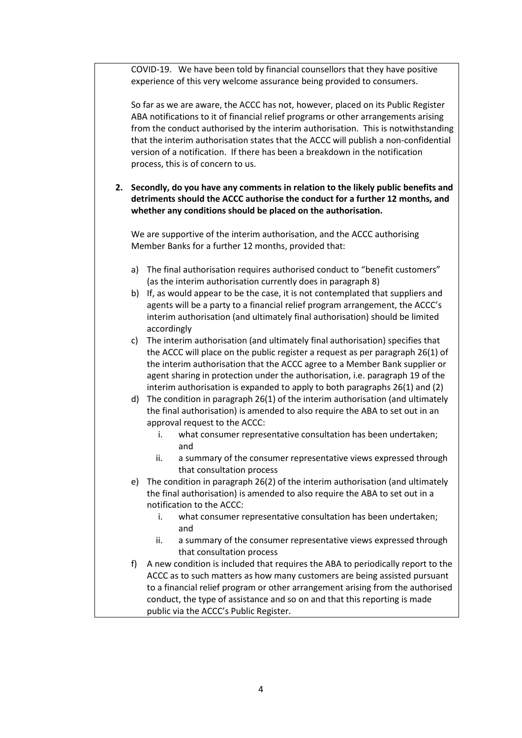COVID-19. We have been told by financial counsellors that they have positive experience of this very welcome assurance being provided to consumers.

So far as we are aware, the ACCC has not, however, placed on its Public Register ABA notifications to it of financial relief programs or other arrangements arising from the conduct authorised by the interim authorisation. This is notwithstanding that the interim authorisation states that the ACCC will publish a non-confidential version of a notification. If there has been a breakdown in the notification process, this is of concern to us.

2. **Secondly, do you have any comments in relation to the likely public benefits and detriments should the ACCC authorise the conduct for a further 12 months, and whether any conditions should be placed on the authorisation.**

   We are supportive of the interim authorisation, and the ACCC authorising Member Banks for a further 12 months, provided that:

   a) The final authorisation requires authorised conduct to "benefit customers" (as the interim authorisation currently does in paragraph 8)
   b) If, as would appear to be the case, it is not contemplated that suppliers and agents will be a party to a financial relief program arrangement, the ACCC's interim authorisation (and ultimately final authorisation) should be limited accordingly
   c) The interim authorisation (and ultimately final authorisation) specifies that the ACCC will place on the public register a request as per paragraph 26(1) of the interim authorisation that the ACCC agree to a Member Bank supplier or agent sharing in protection under the authorisation, i.e. paragraph 19 of the interim authorisation is expanded to apply to both paragraphs 26(1) and (2)
   d) The condition in paragraph 26(1) of the interim authorisation (and ultimately the final authorisation) is amended to also require the ABA to set out in an approval request to the ACCC:
      i. what consumer representative consultation has been undertaken; and
      ii. a summary of the consumer representative views expressed through that consultation process
   e) The condition in paragraph 26(2) of the interim authorisation (and ultimately the final authorisation) is amended to also require the ABA to set out in a notification to the ACCC:
      i. what consumer representative consultation has been undertaken; and
      ii. a summary of the consumer representative views expressed through that consultation process
   f) A new condition is included that requires the ABA to periodically report to the ACCC as to such matters as how many customers are being assisted pursuant to a financial relief program or other arrangement arising from the authorised conduct, the type of assistance and so on and that this reporting is made public via the ACCC's Public Register.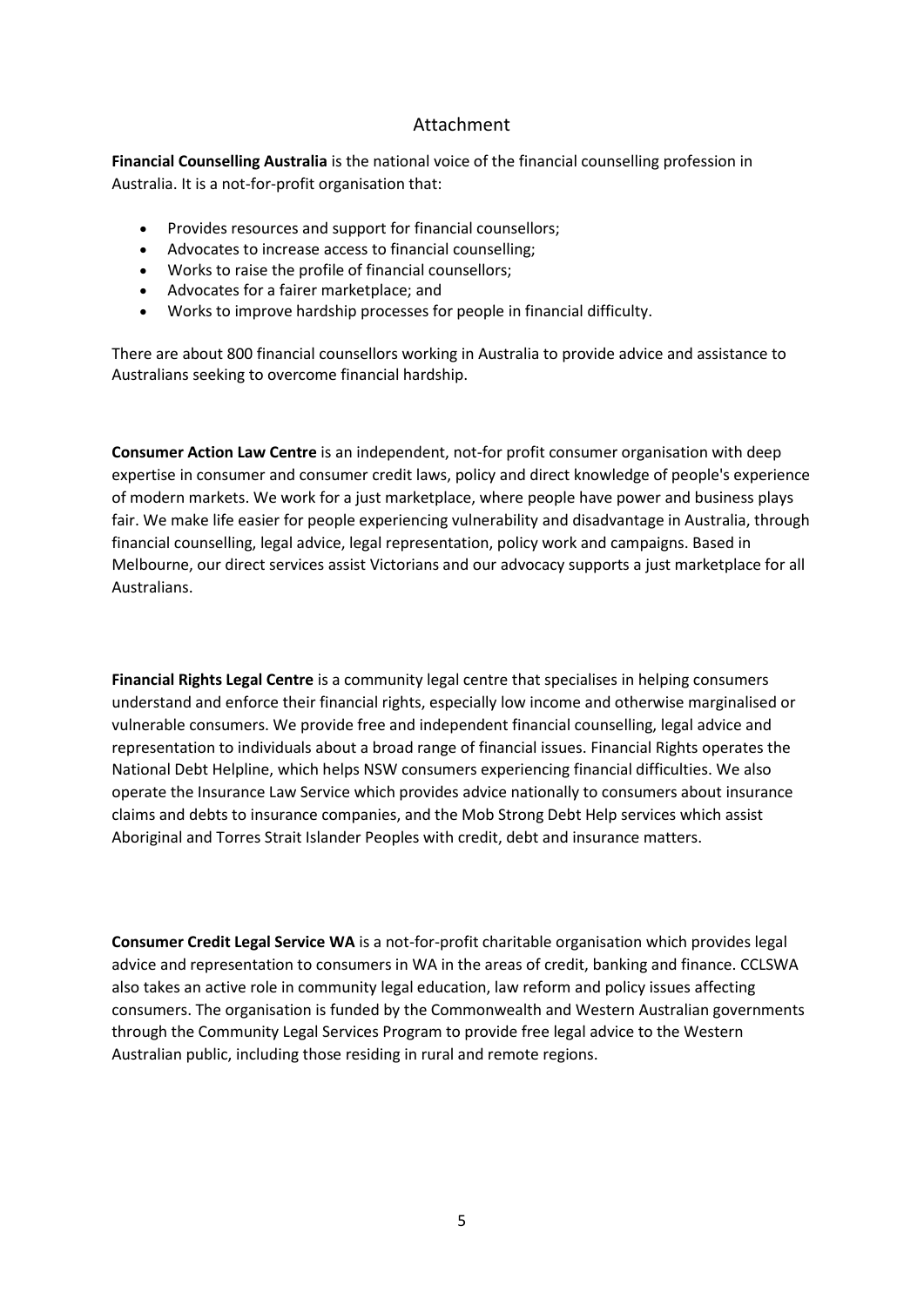# Attachment

**Financial Counselling Australia** is the national voice of the financial counselling profession in Australia. It is a not-for-profit organisation that:

- Provides resources and support for financial counsellors;
- Advocates to increase access to financial counselling;
- Works to raise the profile of financial counsellors;
- Advocates for a fairer marketplace; and
- Works to improve hardship processes for people in financial difficulty.

There are about 800 financial counsellors working in Australia to provide advice and assistance to Australians seeking to overcome financial hardship.

**Consumer Action Law Centre** is an independent, not-for profit consumer organisation with deep expertise in consumer and consumer credit laws, policy and direct knowledge of people's experience of modern markets. We work for a just marketplace, where people have power and business plays fair. We make life easier for people experiencing vulnerability and disadvantage in Australia, through financial counselling, legal advice, legal representation, policy work and campaigns. Based in Melbourne, our direct services assist Victorians and our advocacy supports a just marketplace for all Australians.

**Financial Rights Legal Centre** is a community legal centre that specialises in helping consumers understand and enforce their financial rights, especially low income and otherwise marginalised or vulnerable consumers. We provide free and independent financial counselling, legal advice and representation to individuals about a broad range of financial issues. Financial Rights operates the National Debt Helpline, which helps NSW consumers experiencing financial difficulties. We also operate the Insurance Law Service which provides advice nationally to consumers about insurance claims and debts to insurance companies, and the Mob Strong Debt Help services which assist Aboriginal and Torres Strait Islander Peoples with credit, debt and insurance matters.

**Consumer Credit Legal Service WA** is a not-for-profit charitable organisation which provides legal advice and representation to consumers in WA in the areas of credit, banking and finance. CCLSWA also takes an active role in community legal education, law reform and policy issues affecting consumers. The organisation is funded by the Commonwealth and Western Australian governments through the Community Legal Services Program to provide free legal advice to the Western Australian public, including those residing in rural and remote regions.